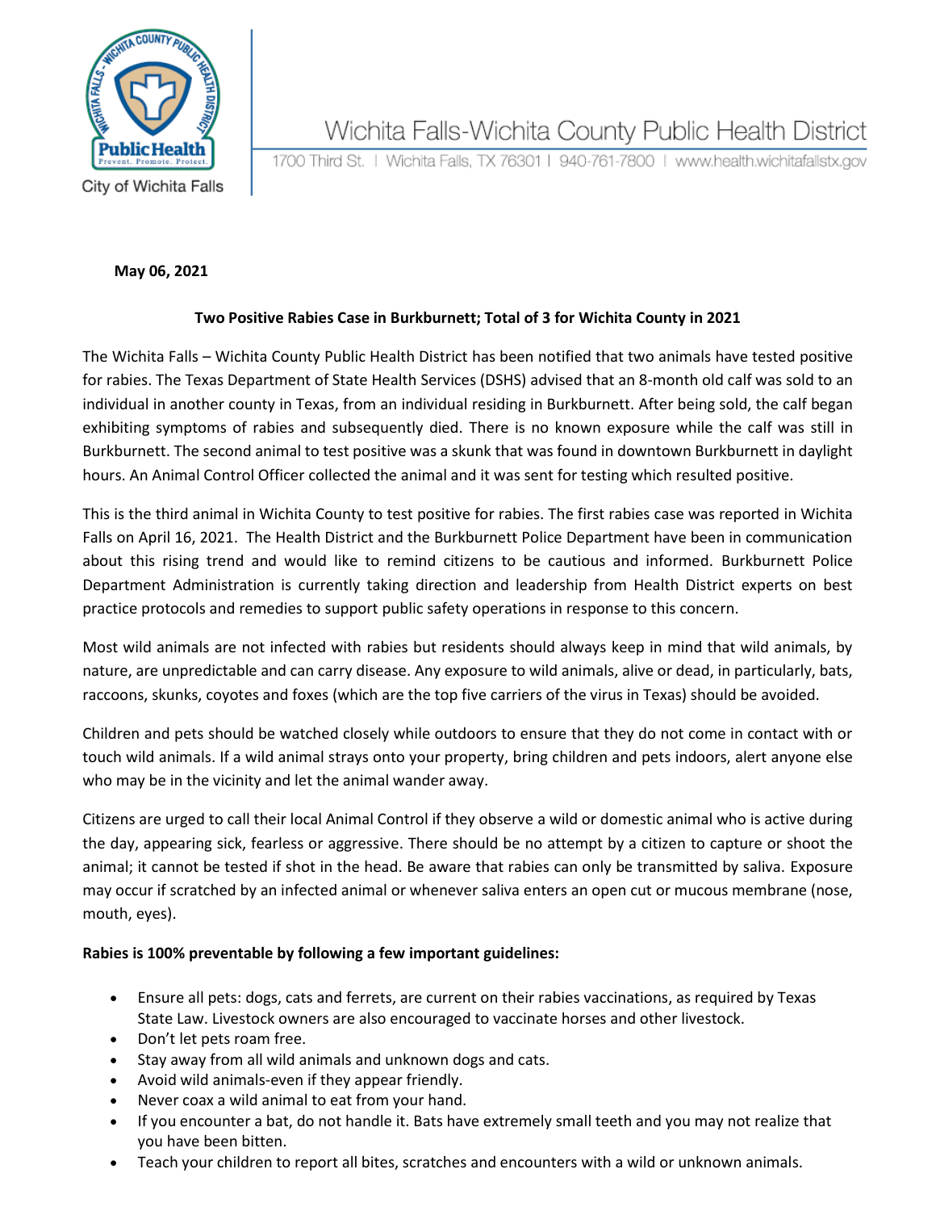Wichita Falls-Wichita County Public Health District

1700 Third St. | Wichita Falls, TX 76301 | 940-761-7800 | www.health.wichitafallstx.gov

City of Wichita Falls

**May 06, 2021**

**Two Positive Rabies Case in Burkburnett; Total of 3 for Wichita County in 2021**

The Wichita Falls – Wichita County Public Health District has been notified that two animals have tested positive for rabies. The Texas Department of State Health Services (DSHS) advised that an 8-month old calf was sold to an individual in another county in Texas, from an individual residing in Burkburnett. After being sold, the calf began exhibiting symptoms of rabies and subsequently died. There is no known exposure while the calf was still in Burkburnett. The second animal to test positive was a skunk that was found in downtown Burkburnett in daylight hours. An Animal Control Officer collected the animal and it was sent for testing which resulted positive.

This is the third animal in Wichita County to test positive for rabies. The first rabies case was reported in Wichita Falls on April 16, 2021. The Health District and the Burkburnett Police Department have been in communication about this rising trend and would like to remind citizens to be cautious and informed. Burkburnett Police Department Administration is currently taking direction and leadership from Health District experts on best practice protocols and remedies to support public safety operations in response to this concern.

Most wild animals are not infected with rabies but residents should always keep in mind that wild animals, by nature, are unpredictable and can carry disease. Any exposure to wild animals, alive or dead, in particularly, bats, raccoons, skunks, coyotes and foxes (which are the top five carriers of the virus in Texas) should be avoided.

Children and pets should be watched closely while outdoors to ensure that they do not come in contact with or touch wild animals. If a wild animal strays onto your property, bring children and pets indoors, alert anyone else who may be in the vicinity and let the animal wander away.

Citizens are urged to call their local Animal Control if they observe a wild or domestic animal who is active during the day, appearing sick, fearless or aggressive. There should be no attempt by a citizen to capture or shoot the animal; it cannot be tested if shot in the head. Be aware that rabies can only be transmitted by saliva. Exposure may occur if scratched by an infected animal or whenever saliva enters an open cut or mucous membrane (nose, mouth, eyes).

**Rabies is 100% preventable by following a few important guidelines:**

- Ensure all pets: dogs, cats and ferrets, are current on their rabies vaccinations, as required by Texas State Law. Livestock owners are also encouraged to vaccinate horses and other livestock.
- Don't let pets roam free.
- Stay away from all wild animals and unknown dogs and cats.
- Avoid wild animals-even if they appear friendly.
- Never coax a wild animal to eat from your hand.
- If you encounter a bat, do not handle it. Bats have extremely small teeth and you may not realize that you have been bitten.
- Teach your children to report all bites, scratches and encounters with a wild or unknown animals.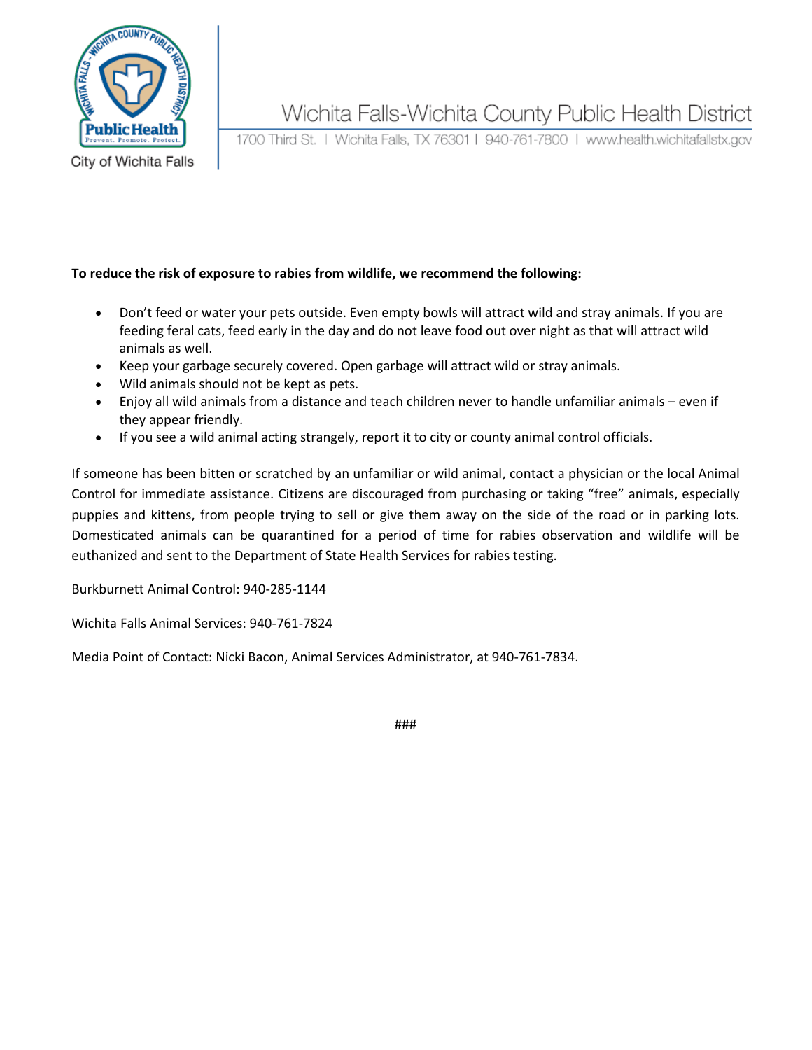**To reduce the risk of exposure to rabies from wildlife, we recommend the following:**

- Don't feed or water your pets outside. Even empty bowls will attract wild and stray animals. If you are feeding feral cats, feed early in the day and do not leave food out over night as that will attract wild animals as well.
- Keep your garbage securely covered. Open garbage will attract wild or stray animals.
- Wild animals should not be kept as pets.
- Enjoy all wild animals from a distance and teach children never to handle unfamiliar animals – even if they appear friendly.
- If you see a wild animal acting strangely, report it to city or county animal control officials.

If someone has been bitten or scratched by an unfamiliar or wild animal, contact a physician or the local Animal Control for immediate assistance. Citizens are discouraged from purchasing or taking "free" animals, especially puppies and kittens, from people trying to sell or give them away on the side of the road or in parking lots. Domesticated animals can be quarantined for a period of time for rabies observation and wildlife will be euthanized and sent to the Department of State Health Services for rabies testing.

Burkburnett Animal Control: 940-285-1144

Wichita Falls Animal Services: 940-761-7824

Media Point of Contact: Nicki Bacon, Animal Services Administrator, at 940-761-7834.

###